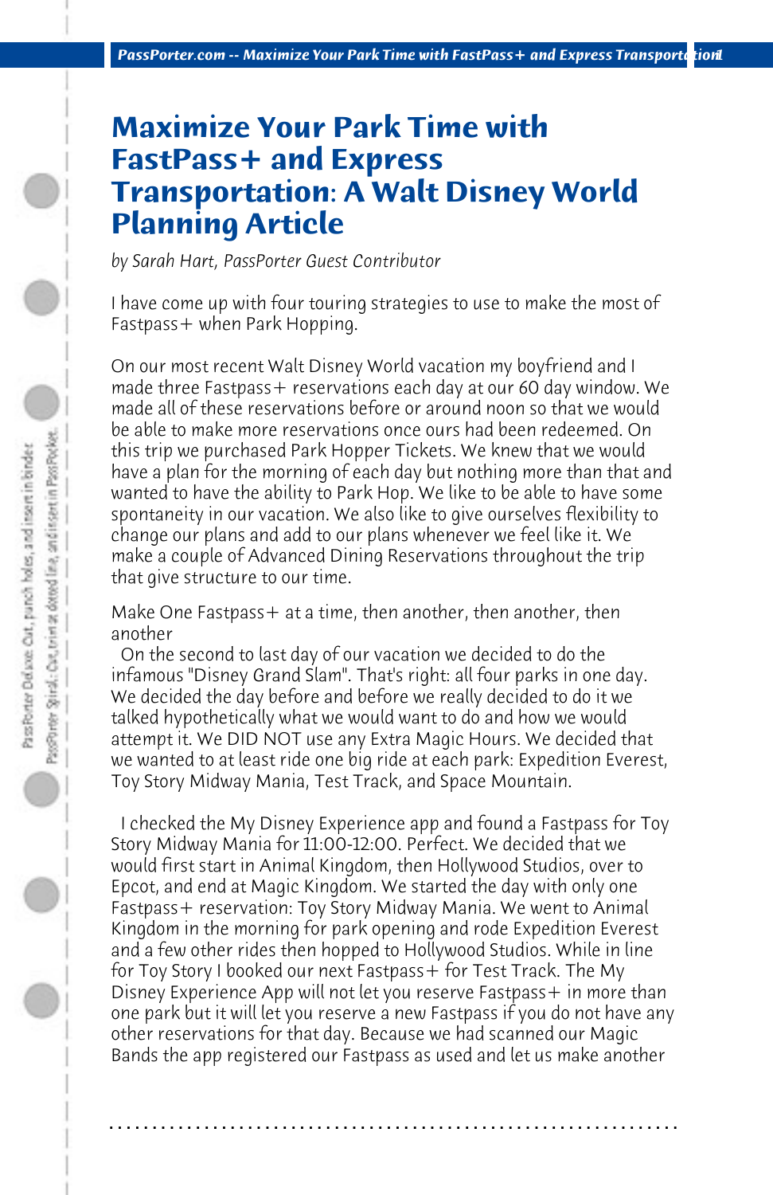# Maximize Your Park Time with FastPass+ and Express Transportation: A Walt Disney World Planning Article

*by Sarah Hart, PassPorter Guest Contributor*

I have come up with four touring strategies to use to make the most of Fastpass+ when Park Hopping.

On our most recent Walt Disney World vacation my boyfriend and I made three Fastpass+ reservations each day at our 60 day window. We made all of these reservations before or around noon so that we would be able to make more reservations once ours had been redeemed. On this trip we purchased Park Hopper Tickets. We knew that we would have a plan for the morning of each day but nothing more than that and wanted to have the ability to Park Hop. We like to be able to have some spontaneity in our vacation. We also like to give ourselves flexibility to change our plans and add to our plans whenever we feel like it. We make a couple of Advanced Dining Reservations throughout the trip that give structure to our time.

Make One Fastpass+ at a time, then another, then another, then another

On the second to last day of our vacation we decided to do the infamous "Disney Grand Slam". That's right: all four parks in one day. We decided the day before and before we really decided to do it we talked hypothetically what we would want to do and how we would attempt it. We DID NOT use any Extra Magic Hours. We decided that we wanted to at least ride one big ride at each park: Expedition Everest, Toy Story Midway Mania, Test Track, and Space Mountain.

I checked the My Disney Experience app and found a Fastpass for Toy Story Midway Mania for 11:00-12:00. Perfect. We decided that we would first start in Animal Kingdom, then Hollywood Studios, over to Epcot, and end at Magic Kingdom. We started the day with only one Fastpass+ reservation: Toy Story Midway Mania. We went to Animal Kingdom in the morning for park opening and rode Expedition Everest and a few other rides then hopped to Hollywood Studios. While in line for Toy Story I booked our next Fastpass+ for Test Track. The My Disney Experience App will not let you reserve Fastpass+ in more than one park but it will let you reserve a new Fastpass if you do not have any other reservations for that day. Because we had scanned our Magic Bands the app registered our Fastpass as used and let us make another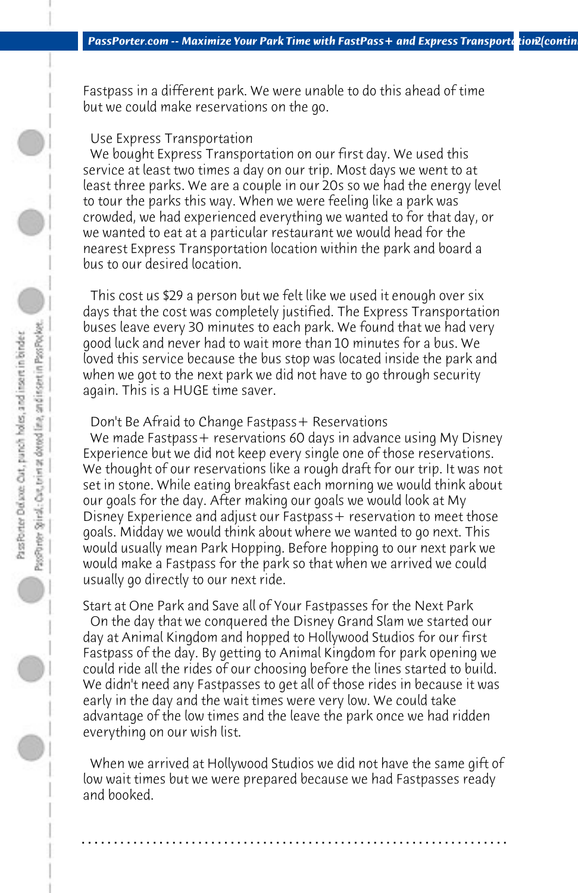Fastpass in a different park. We were unable to do this ahead of time but we could make reservations on the go.

Use Express Transportation

We bought Express Transportation on our first day. We used this service at least two times a day on our trip. Most days we went to at least three parks. We are a couple in our 20s so we had the energy level to tour the parks this way. When we were feeling like a park was crowded, we had experienced everything we wanted to for that day, or we wanted to eat at a particular restaurant we would head for the nearest Express Transportation location within the park and board a bus to our desired location.

This cost us $29 a person but we felt like we used it enough over six days that the cost was completely justified. The Express Transportation buses leave every 30 minutes to each park. We found that we had very good luck and never had to wait more than 10 minutes for a bus. We loved this service because the bus stop was located inside the park and when we got to the next park we did not have to go through security again. This is a HUGE time saver.

Don't Be Afraid to Change Fastpass+ Reservations

We made Fastpass+ reservations 60 days in advance using My Disney Experience but we did not keep every single one of those reservations. We thought of our reservations like a rough draft for our trip. It was not set in stone. While eating breakfast each morning we would think about our goals for the day. After making our goals we would look at My Disney Experience and adjust our Fastpass+ reservation to meet those goals. Midday we would think about where we wanted to go next. This would usually mean Park Hopping. Before hopping to our next park we would make a Fastpass for the park so that when we arrived we could usually go directly to our next ride.

Start at One Park and Save all of Your Fastpasses for the Next Park

On the day that we conquered the Disney Grand Slam we started our day at Animal Kingdom and hopped to Hollywood Studios for our first Fastpass of the day. By getting to Animal Kingdom for park opening we could ride all the rides of our choosing before the lines started to build. We didn't need any Fastpasses to get all of those rides in because it was early in the day and the wait times were very low. We could take advantage of the low times and the leave the park once we had ridden everything on our wish list.

When we arrived at Hollywood Studios we did not have the same gift of low wait times but we were prepared because we had Fastpasses ready and booked.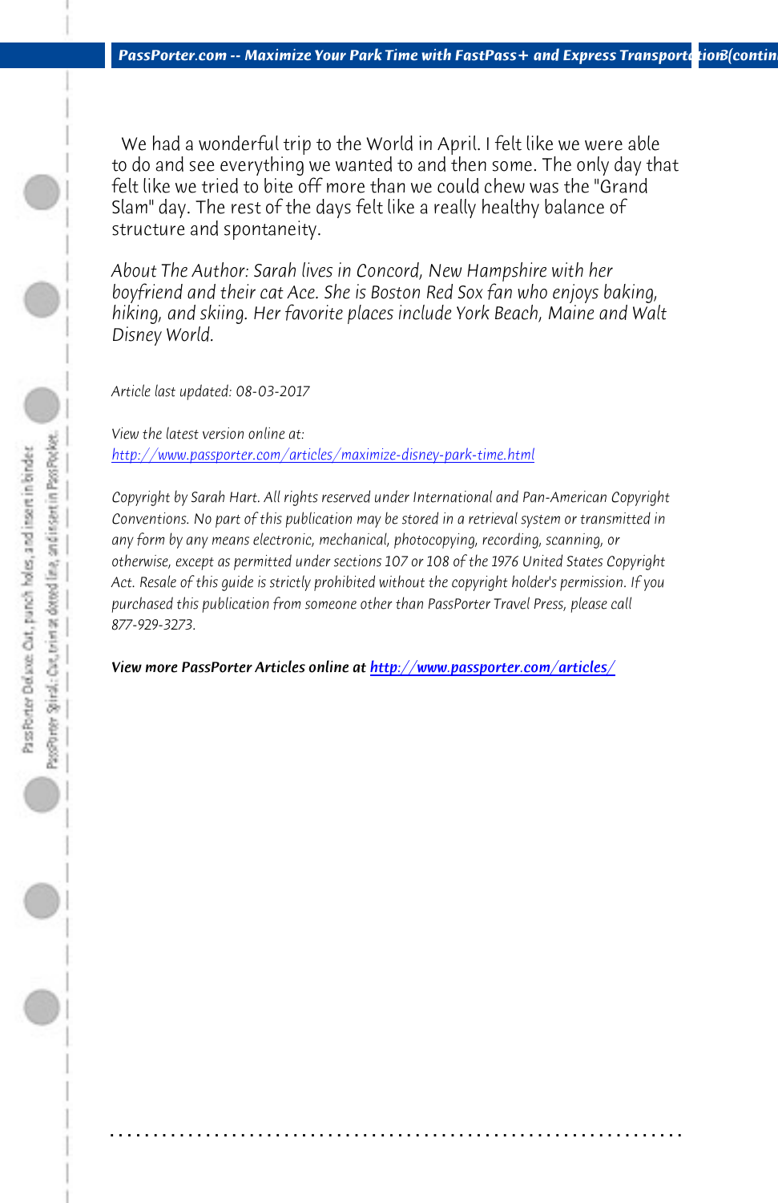We had a wonderful trip to the World in April. I felt like we were able to do and see everything we wanted to and then some. The only day that felt like we tried to bite off more than we could chew was the "Grand Slam" day. The rest of the days felt like a really healthy balance of structure and spontaneity.

*About The Author: Sarah lives in Concord, New Hampshire with her boyfriend and their cat Ace. She is Boston Red Sox fan who enjoys baking, hiking, and skiing. Her favorite places include York Beach, Maine and Walt Disney World.*

*Article last updated: 08-03-2017*

*View the latest version online at:*
*[http://www.passporter.com/articles/maximize-disney-park-time.html](http://www.passporter.com/articles/maximize-disney-park-time.html)*

*Copyright by Sarah Hart. All rights reserved under International and Pan-American Copyright Conventions. No part of this publication may be stored in a retrieval system or transmitted in any form by any means electronic, mechanical, photocopying, recording, scanning, or otherwise, except as permitted under sections 107 or 108 of the 1976 United States Copyright Act. Resale of this guide is strictly prohibited without the copyright holder's permission. If you purchased this publication from someone other than PassPorter Travel Press, please call 877-929-3273.*

***View more PassPorter Articles online at [http://www.passporter.com/articles/](http://www.passporter.com/articles/)***